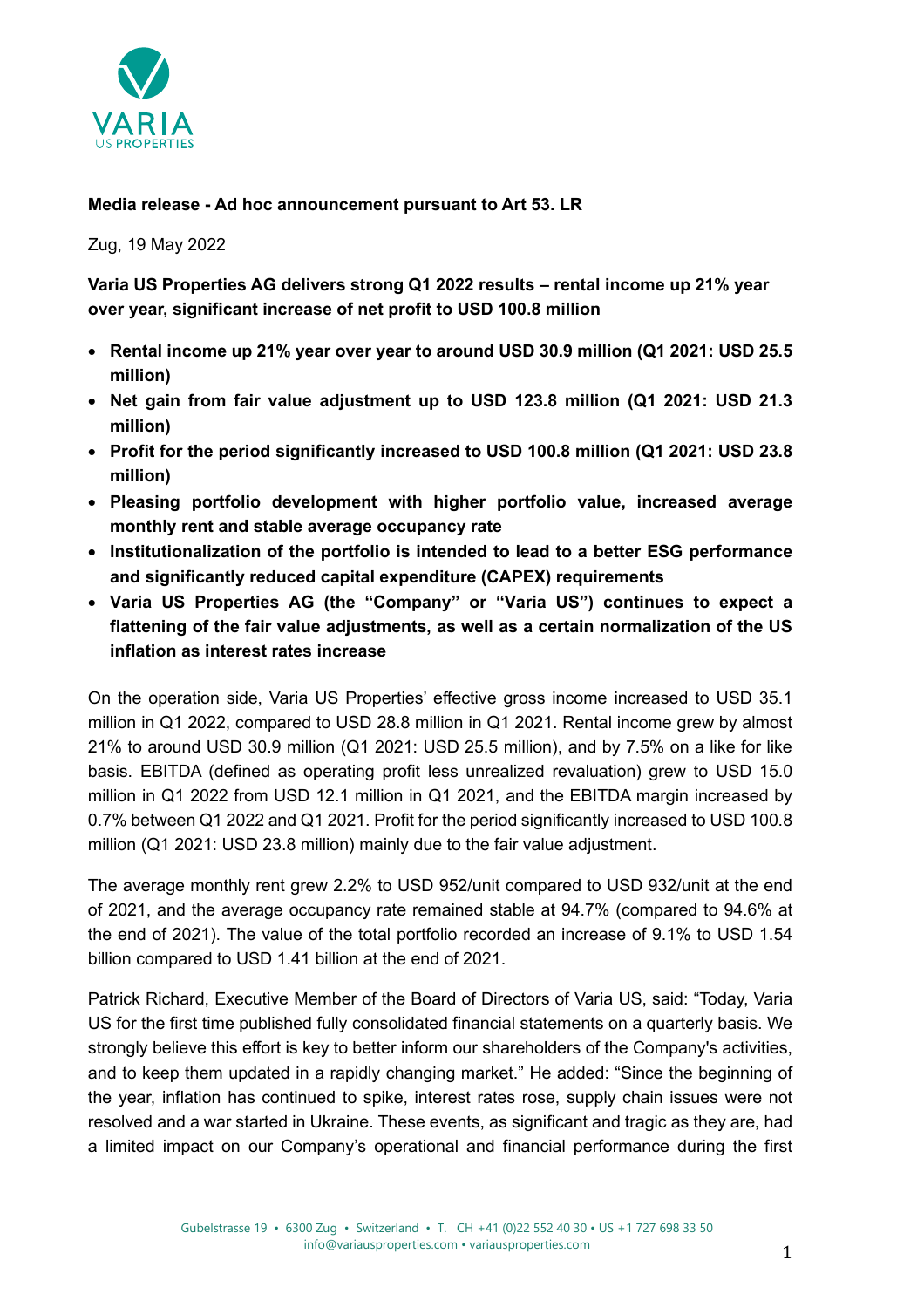**Media release - Ad hoc announcement pursuant to Art 53. LR**

Zug, 19 May 2022

**Varia US Properties AG delivers strong Q1 2022 results – rental income up 21% year over year, significant increase of net profit to USD 100.8 million**

- **Rental income up 21% year over year to around USD 30.9 million (Q1 2021: USD 25.5 million)**
- **Net gain from fair value adjustment up to USD 123.8 million (Q1 2021: USD 21.3 million)**
- **Profit for the period significantly increased to USD 100.8 million (Q1 2021: USD 23.8 million)**
- **Pleasing portfolio development with higher portfolio value, increased average monthly rent and stable average occupancy rate**
- **Institutionalization of the portfolio is intended to lead to a better ESG performance and significantly reduced capital expenditure (CAPEX) requirements**
- **Varia US Properties AG (the "Company" or "Varia US") continues to expect a flattening of the fair value adjustments, as well as a certain normalization of the US inflation as interest rates increase**

On the operation side, Varia US Properties' effective gross income increased to USD 35.1 million in Q1 2022, compared to USD 28.8 million in Q1 2021. Rental income grew by almost 21% to around USD 30.9 million (Q1 2021: USD 25.5 million), and by 7.5% on a like for like basis. EBITDA (defined as operating profit less unrealized revaluation) grew to USD 15.0 million in Q1 2022 from USD 12.1 million in Q1 2021, and the EBITDA margin increased by 0.7% between Q1 2022 and Q1 2021. Profit for the period significantly increased to USD 100.8 million (Q1 2021: USD 23.8 million) mainly due to the fair value adjustment.

The average monthly rent grew 2.2% to USD 952/unit compared to USD 932/unit at the end of 2021, and the average occupancy rate remained stable at 94.7% (compared to 94.6% at the end of 2021). The value of the total portfolio recorded an increase of 9.1% to USD 1.54 billion compared to USD 1.41 billion at the end of 2021.

Patrick Richard, Executive Member of the Board of Directors of Varia US, said: "Today, Varia US for the first time published fully consolidated financial statements on a quarterly basis. We strongly believe this effort is key to better inform our shareholders of the Company's activities, and to keep them updated in a rapidly changing market." He added: "Since the beginning of the year, inflation has continued to spike, interest rates rose, supply chain issues were not resolved and a war started in Ukraine. These events, as significant and tragic as they are, had a limited impact on our Company's operational and financial performance during the first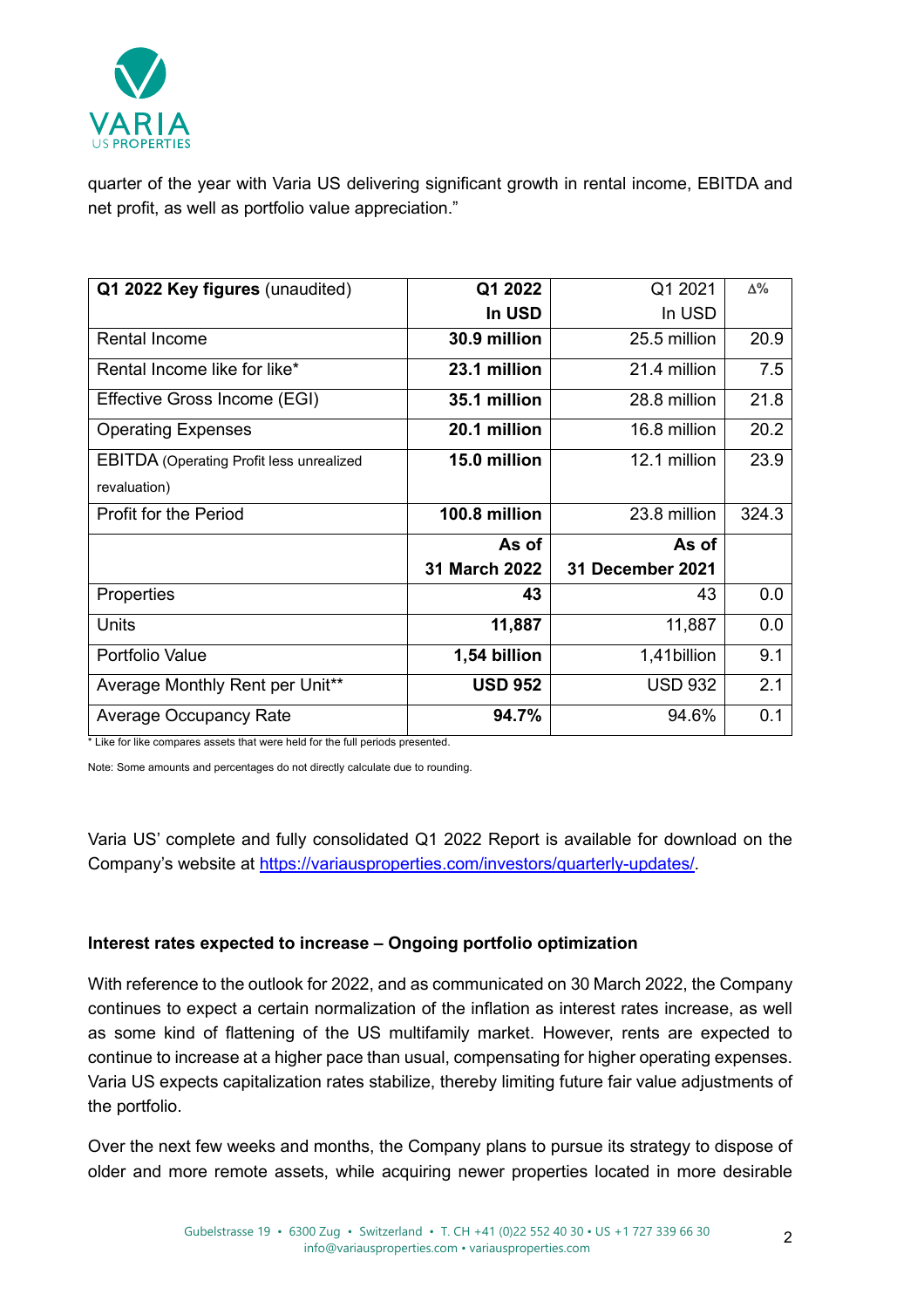quarter of the year with Varia US delivering significant growth in rental income, EBITDA and net profit, as well as portfolio value appreciation."

| **Q1 2022 Key figures** (unaudited) | **Q1 2022 In USD** | Q1 2021 In USD | Δ% |
|---|---|---|---|
| Rental Income | **30.9 million** | 25.5 million | 20.9 |
| Rental Income like for like* | **23.1 million** | 21.4 million | 7.5 |
| Effective Gross Income (EGI) | **35.1 million** | 28.8 million | 21.8 |
| Operating Expenses | **20.1 million** | 16.8 million | 20.2 |
| EBITDA (Operating Profit less unrealized revaluation) | **15.0 million** | 12.1 million | 23.9 |
| Profit for the Period | **100.8 million** | 23.8 million | 324.3 |
| | **As of 31 March 2022** | **As of 31 December 2021** | |
| Properties | **43** | 43 | 0.0 |
| Units | **11,887** | 11,887 | 0.0 |
| Portfolio Value | **1,54 billion** | 1,41billion | 9.1 |
| Average Monthly Rent per Unit** | **USD 952** | USD 932 | 2.1 |
| Average Occupancy Rate | **94.7%** | 94.6% | 0.1 |

* Like for like compares assets that were held for the full periods presented.

Note: Some amounts and percentages do not directly calculate due to rounding.

Varia US' complete and fully consolidated Q1 2022 Report is available for download on the Company's website at [https://variausproperties.com/investors/quarterly-updates/](https://variausproperties.com/investors/quarterly-updates/).

**Interest rates expected to increase – Ongoing portfolio optimization**

With reference to the outlook for 2022, and as communicated on 30 March 2022, the Company continues to expect a certain normalization of the inflation as interest rates increase, as well as some kind of flattening of the US multifamily market. However, rents are expected to continue to increase at a higher pace than usual, compensating for higher operating expenses. Varia US expects capitalization rates stabilize, thereby limiting future fair value adjustments of the portfolio.

Over the next few weeks and months, the Company plans to pursue its strategy to dispose of older and more remote assets, while acquiring newer properties located in more desirable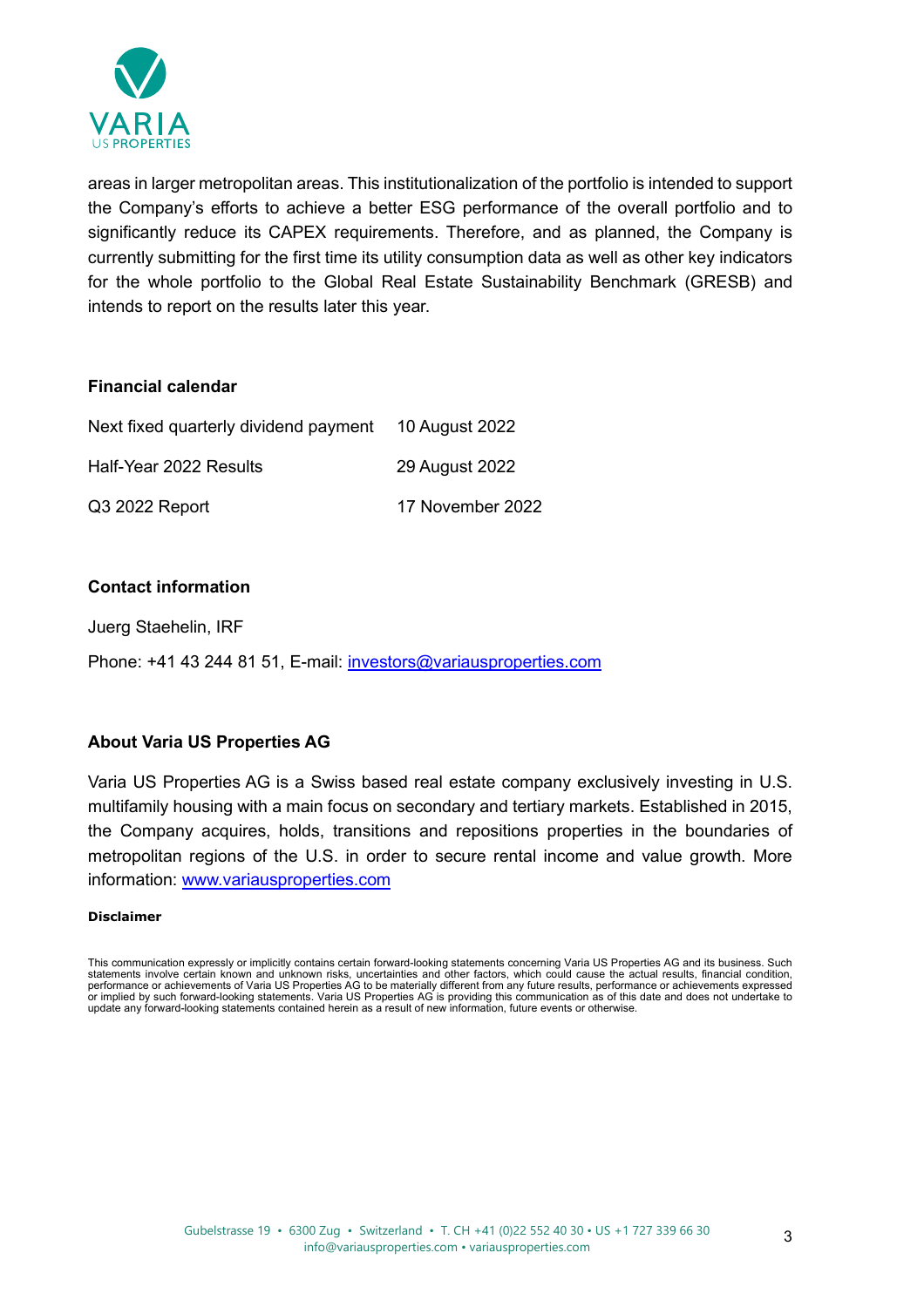areas in larger metropolitan areas. This institutionalization of the portfolio is intended to support the Company's efforts to achieve a better ESG performance of the overall portfolio and to significantly reduce its CAPEX requirements. Therefore, and as planned, the Company is currently submitting for the first time its utility consumption data as well as other key indicators for the whole portfolio to the Global Real Estate Sustainability Benchmark (GRESB) and intends to report on the results later this year.

**Financial calendar**

| | |
|---|---|
| Next fixed quarterly dividend payment | 10 August 2022 |
| Half-Year 2022 Results | 29 August 2022 |
| Q3 2022 Report | 17 November 2022 |

**Contact information**

Juerg Staehelin, IRF

Phone: +41 43 244 81 51, E-mail: investors@variausproperties.com

**About Varia US Properties AG**

Varia US Properties AG is a Swiss based real estate company exclusively investing in U.S. multifamily housing with a main focus on secondary and tertiary markets. Established in 2015, the Company acquires, holds, transitions and repositions properties in the boundaries of metropolitan regions of the U.S. in order to secure rental income and value growth. More information: www.variausproperties.com

**Disclaimer**

This communication expressly or implicitly contains certain forward-looking statements concerning Varia US Properties AG and its business. Such statements involve certain known and unknown risks, uncertainties and other factors, which could cause the actual results, financial condition, performance or achievements of Varia US Properties AG to be materially different from any future results, performance or achievements expressed or implied by such forward-looking statements. Varia US Properties AG is providing this communication as of this date and does not undertake to update any forward-looking statements contained herein as a result of new information, future events or otherwise.